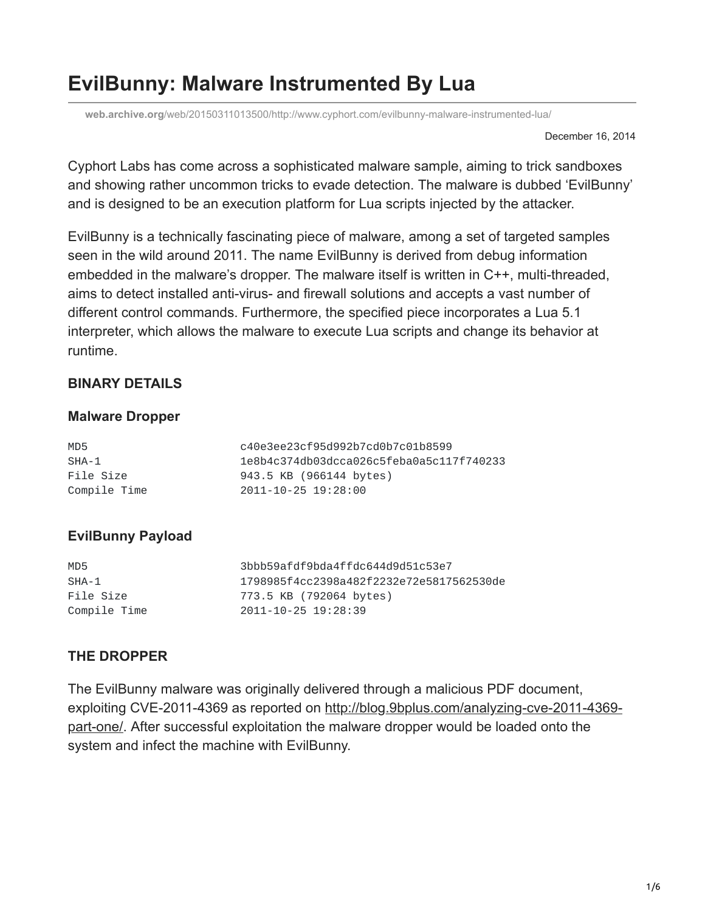# EvilBunny: Malware Instrumented By Lua

web.archive.org/web/20150311013500/http://www.cyphort.com/evilbunny-malware-instrumented-lua/

December 16, 2014

Cyphort Labs has come across a sophisticated malware sample, aiming to trick sandboxes and showing rather uncommon tricks to evade detection. The malware is dubbed 'EvilBunny' and is designed to be an execution platform for Lua scripts injected by the attacker.

EvilBunny is a technically fascinating piece of malware, among a set of targeted samples seen in the wild around 2011. The name EvilBunny is derived from debug information embedded in the malware's dropper. The malware itself is written in C++, multi-threaded, aims to detect installed anti-virus- and firewall solutions and accepts a vast number of different control commands. Furthermore, the specified piece incorporates a Lua 5.1 interpreter, which allows the malware to execute Lua scripts and change its behavior at runtime.

### BINARY DETAILS

### Malware Dropper

```
MD5                     c40e3ee23cf95d992b7cd0b7c01b8599
SHA-1                   1e8b4c374db03dcca026c5feba0a5c117f740233
File Size               943.5 KB (966144 bytes)
Compile Time            2011-10-25 19:28:00
```

### EvilBunny Payload

```
MD5                     3bbb59afdf9bda4ffdc644d9d51c53e7
SHA-1                   1798985f4cc2398a482f2232e72e5817562530de
File Size               773.5 KB (792064 bytes)
Compile Time            2011-10-25 19:28:39
```

### THE DROPPER

The EvilBunny malware was originally delivered through a malicious PDF document, exploiting CVE-2011-4369 as reported on http://blog.9bplus.com/analyzing-cve-2011-4369-part-one/. After successful exploitation the malware dropper would be loaded onto the system and infect the machine with EvilBunny.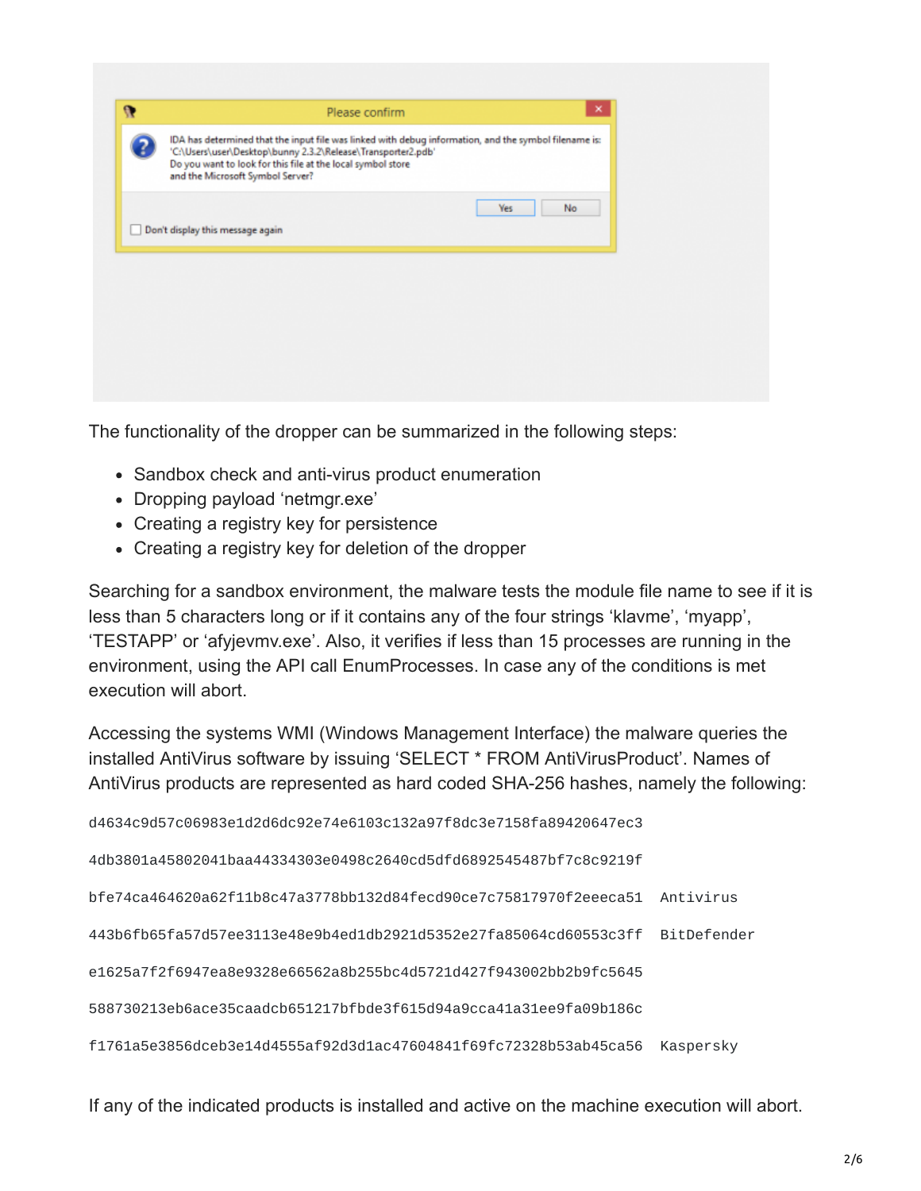The functionality of the dropper can be summarized in the following steps:

- Sandbox check and anti-virus product enumeration
- Dropping payload 'netmgr.exe'
- Creating a registry key for persistence
- Creating a registry key for deletion of the dropper

Searching for a sandbox environment, the malware tests the module file name to see if it is less than 5 characters long or if it contains any of the four strings 'klavme', 'myapp', 'TESTAPP' or 'afyjevmv.exe'. Also, it verifies if less than 15 processes are running in the environment, using the API call EnumProcesses. In case any of the conditions is met execution will abort.

Accessing the systems WMI (Windows Management Interface) the malware queries the installed AntiVirus software by issuing 'SELECT * FROM AntiVirusProduct'. Names of AntiVirus products are represented as hard coded SHA-256 hashes, namely the following:

```
d4634c9d57c06983e1d2d6dc92e74e6103c132a97f8dc3e7158fa89420647ec3

4db3801a45802041baa44334303e0498c2640cd5dfd6892545487bf7c8c9219f

bfe74ca464620a62f11b8c47a3778bb132d84fecd90ce7c75817970f2eeeca51  Antivirus

443b6fb65fa57d57ee3113e48e9b4ed1db2921d5352e27fa85064cd60553c3ff  BitDefender

e1625a7f2f6947ea8e9328e66562a8b255bc4d5721d427f943002bb2b9fc5645

588730213eb6ace35caadcb651217bfbde3f615d94a9cca41a31ee9fa09b186c

f1761a5e3856dceb3e14d4555af92d3d1ac47604841f69fc72328b53ab45ca56  Kaspersky
```

If any of the indicated products is installed and active on the machine execution will abort.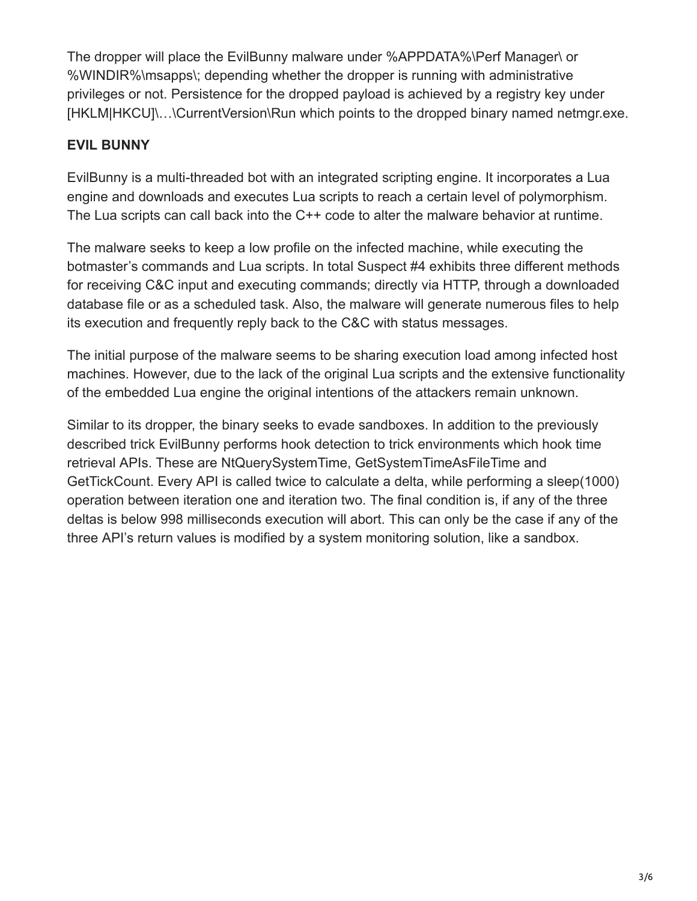The dropper will place the EvilBunny malware under %APPDATA%\Perf Manager\ or %WINDIR%\msapps\; depending whether the dropper is running with administrative privileges or not. Persistence for the dropped payload is achieved by a registry key under [HKLM|HKCU]\…\CurrentVersion\Run which points to the dropped binary named netmgr.exe.

## EVIL BUNNY

EvilBunny is a multi-threaded bot with an integrated scripting engine. It incorporates a Lua engine and downloads and executes Lua scripts to reach a certain level of polymorphism. The Lua scripts can call back into the C++ code to alter the malware behavior at runtime.

The malware seeks to keep a low profile on the infected machine, while executing the botmaster's commands and Lua scripts. In total Suspect #4 exhibits three different methods for receiving C&C input and executing commands; directly via HTTP, through a downloaded database file or as a scheduled task. Also, the malware will generate numerous files to help its execution and frequently reply back to the C&C with status messages.

The initial purpose of the malware seems to be sharing execution load among infected host machines. However, due to the lack of the original Lua scripts and the extensive functionality of the embedded Lua engine the original intentions of the attackers remain unknown.

Similar to its dropper, the binary seeks to evade sandboxes. In addition to the previously described trick EvilBunny performs hook detection to trick environments which hook time retrieval APIs. These are NtQuerySystemTime, GetSystemTimeAsFileTime and GetTickCount. Every API is called twice to calculate a delta, while performing a sleep(1000) operation between iteration one and iteration two. The final condition is, if any of the three deltas is below 998 milliseconds execution will abort. This can only be the case if any of the three API's return values is modified by a system monitoring solution, like a sandbox.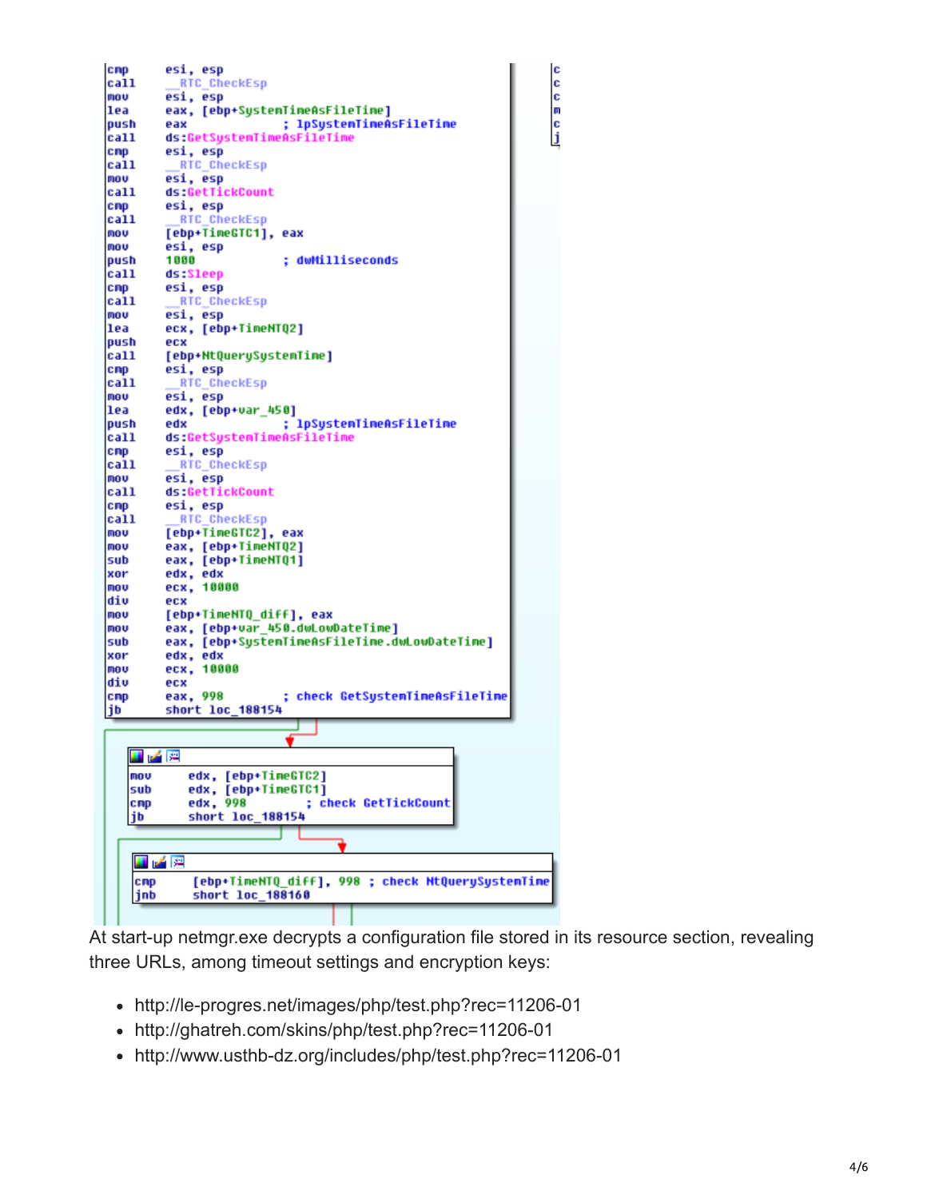```
cmp     esi, esp
call    __RTC_CheckEsp
mov     esi, esp
lea     eax, [ebp+SystemTimeAsFileTime]
push    eax             ; lpSystemTimeAsFileTime
call    ds:GetSystemTimeAsFileTime
cmp     esi, esp
call    __RTC_CheckEsp
mov     esi, esp
call    ds:GetTickCount
cmp     esi, esp
call    __RTC_CheckEsp
mov     [ebp+TimeGTC1], eax
mov     esi, esp
push    1000            ; dwMilliseconds
call    ds:Sleep
cmp     esi, esp
call    __RTC_CheckEsp
mov     esi, esp
lea     ecx, [ebp+TimeNTQ2]
push    ecx
call    [ebp+NtQuerySystemTime]
cmp     esi, esp
call    __RTC_CheckEsp
mov     esi, esp
lea     edx, [ebp+var_450]
push    edx             ; lpSystemTimeAsFileTime
call    ds:GetSystemTimeAsFileTime
cmp     esi, esp
call    __RTC_CheckEsp
mov     esi, esp
call    ds:GetTickCount
cmp     esi, esp
call    __RTC_CheckEsp
mov     [ebp+TimeGTC2], eax
mov     eax, [ebp+TimeNTQ2]
sub     eax, [ebp+TimeNTQ1]
xor     edx, edx
mov     ecx, 10000
div     ecx
mov     [ebp+TimeNTQ_diff], eax
mov     eax, [ebp+var_450.dwLowDateTime]
sub     eax, [ebp+SystemTimeAsFileTime.dwLowDateTime]
xor     edx, edx
mov     ecx, 10000
div     ecx
cmp     eax, 998        ; check GetSystemTimeAsFileTime
jb      short loc_188154

mov     edx, [ebp+TimeGTC2]
sub     edx, [ebp+TimeGTC1]
cmp     edx, 998        ; check GetTickCount
jb      short loc_188154

cmp     [ebp+TimeNTQ_diff], 998 ; check NtQuerySystemTime
jnb     short loc_188160
```

At start-up netmgr.exe decrypts a configuration file stored in its resource section, revealing three URLs, among timeout settings and encryption keys:

- http://le-progres.net/images/php/test.php?rec=11206-01
- http://ghatreh.com/skins/php/test.php?rec=11206-01
- http://www.usthb-dz.org/includes/php/test.php?rec=11206-01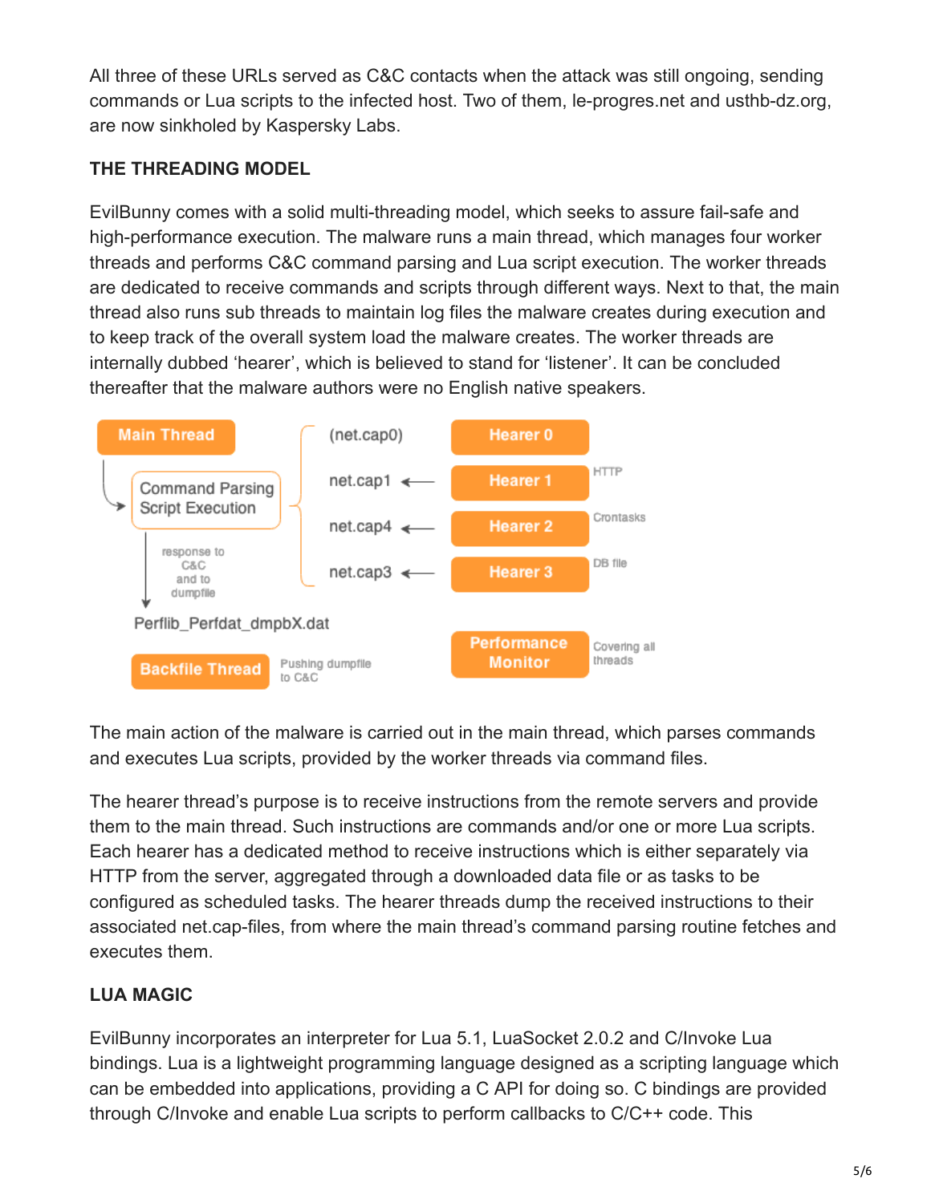All three of these URLs served as C&C contacts when the attack was still ongoing, sending commands or Lua scripts to the infected host. Two of them, le-progres.net and usthb-dz.org, are now sinkholed by Kaspersky Labs.

### THE THREADING MODEL

EvilBunny comes with a solid multi-threading model, which seeks to assure fail-safe and high-performance execution. The malware runs a main thread, which manages four worker threads and performs C&C command parsing and Lua script execution. The worker threads are dedicated to receive commands and scripts through different ways. Next to that, the main thread also runs sub threads to maintain log files the malware creates during execution and to keep track of the overall system load the malware creates. The worker threads are internally dubbed 'hearer', which is believed to stand for 'listener'. It can be concluded thereafter that the malware authors were no English native speakers.

Main Thread

Command Parsing
Script Execution

response to C&C and to dumpfile

Perflib_Perfdat_dmpbX.dat

Backfile Thread — Pushing dumpfile to C&C

(net.cap0) — Hearer 0

net.cap1 ← Hearer 1 — HTTP

net.cap4 ← Hearer 2 — Crontasks

net.cap3 ← Hearer 3 — DB file

Performance Monitor — Covering all threads

The main action of the malware is carried out in the main thread, which parses commands and executes Lua scripts, provided by the worker threads via command files.

The hearer thread's purpose is to receive instructions from the remote servers and provide them to the main thread. Such instructions are commands and/or one or more Lua scripts. Each hearer has a dedicated method to receive instructions which is either separately via HTTP from the server, aggregated through a downloaded data file or as tasks to be configured as scheduled tasks. The hearer threads dump the received instructions to their associated net.cap-files, from where the main thread's command parsing routine fetches and executes them.

### LUA MAGIC

EvilBunny incorporates an interpreter for Lua 5.1, LuaSocket 2.0.2 and C/Invoke Lua bindings. Lua is a lightweight programming language designed as a scripting language which can be embedded into applications, providing a C API for doing so. C bindings are provided through C/Invoke and enable Lua scripts to perform callbacks to C/C++ code. This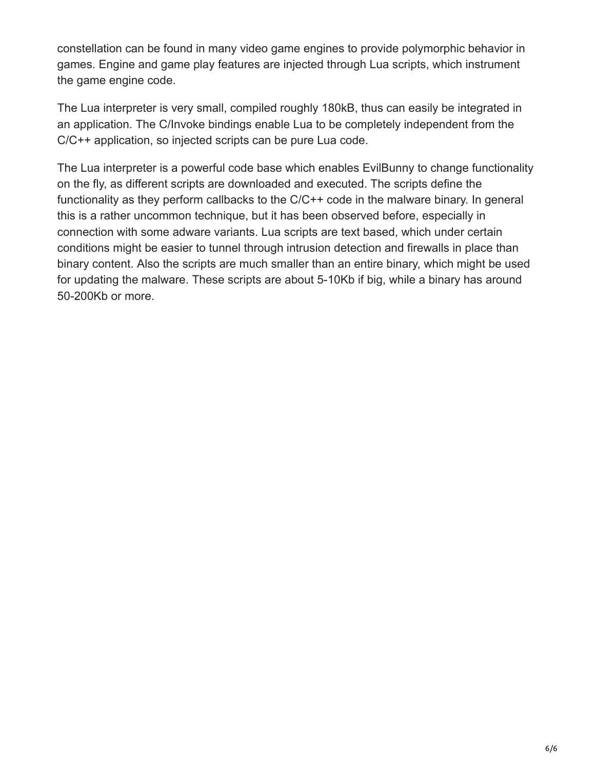constellation can be found in many video game engines to provide polymorphic behavior in games. Engine and game play features are injected through Lua scripts, which instrument the game engine code.

The Lua interpreter is very small, compiled roughly 180kB, thus can easily be integrated in an application. The C/Invoke bindings enable Lua to be completely independent from the C/C++ application, so injected scripts can be pure Lua code.

The Lua interpreter is a powerful code base which enables EvilBunny to change functionality on the fly, as different scripts are downloaded and executed. The scripts define the functionality as they perform callbacks to the C/C++ code in the malware binary. In general this is a rather uncommon technique, but it has been observed before, especially in connection with some adware variants. Lua scripts are text based, which under certain conditions might be easier to tunnel through intrusion detection and firewalls in place than binary content. Also the scripts are much smaller than an entire binary, which might be used for updating the malware. These scripts are about 5-10Kb if big, while a binary has around 50-200Kb or more.